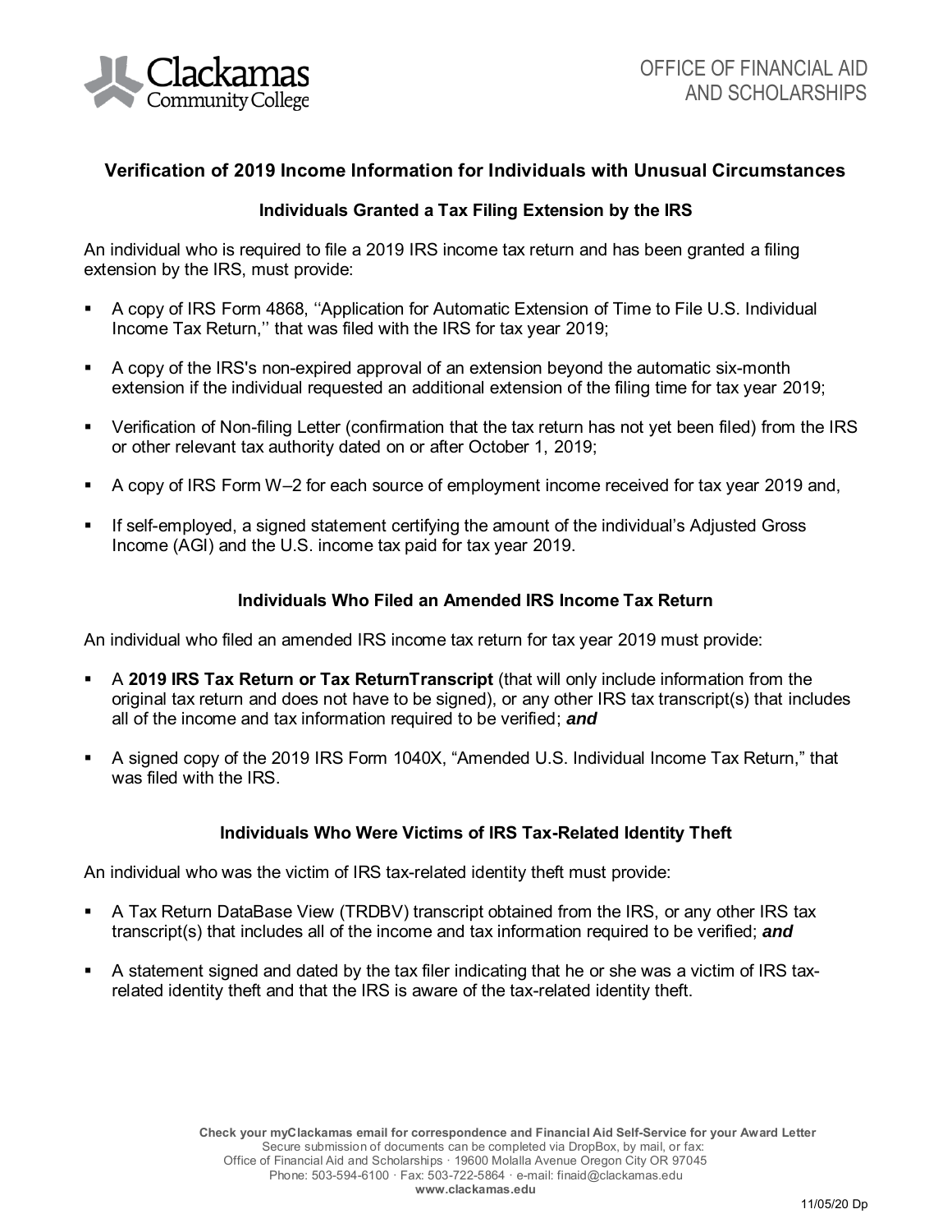Clackamas Community College

OFFICE OF FINANCIAL AID AND SCHOLARSHIPS

## Verification of 2019 Income Information for Individuals with Unusual Circumstances

### Individuals Granted a Tax Filing Extension by the IRS

An individual who is required to file a 2019 IRS income tax return and has been granted a filing extension by the IRS, must provide:

- A copy of IRS Form 4868, ''Application for Automatic Extension of Time to File U.S. Individual Income Tax Return,'' that was filed with the IRS for tax year 2019;
- A copy of the IRS's non-expired approval of an extension beyond the automatic six-month extension if the individual requested an additional extension of the filing time for tax year 2019;
- Verification of Non-filing Letter (confirmation that the tax return has not yet been filed) from the IRS or other relevant tax authority dated on or after October 1, 2019;
- A copy of IRS Form W–2 for each source of employment income received for tax year 2019 and,
- If self-employed, a signed statement certifying the amount of the individual's Adjusted Gross Income (AGI) and the U.S. income tax paid for tax year 2019.

### Individuals Who Filed an Amended IRS Income Tax Return

An individual who filed an amended IRS income tax return for tax year 2019 must provide:

- A **2019 IRS Tax Return or Tax ReturnTranscript** (that will only include information from the original tax return and does not have to be signed), or any other IRS tax transcript(s) that includes all of the income and tax information required to be verified; ***and***
- A signed copy of the 2019 IRS Form 1040X, "Amended U.S. Individual Income Tax Return," that was filed with the IRS.

### Individuals Who Were Victims of IRS Tax-Related Identity Theft

An individual who was the victim of IRS tax-related identity theft must provide:

- A Tax Return DataBase View (TRDBV) transcript obtained from the IRS, or any other IRS tax transcript(s) that includes all of the income and tax information required to be verified; ***and***
- A statement signed and dated by the tax filer indicating that he or she was a victim of IRS tax-related identity theft and that the IRS is aware of the tax-related identity theft.

**Check your myClackamas email for correspondence and Financial Aid Self-Service for your Award Letter**
Secure submission of documents can be completed via DropBox, by mail, or fax:
Office of Financial Aid and Scholarships · 19600 Molalla Avenue Oregon City OR 97045
Phone: 503-594-6100 · Fax: 503-722-5864 · e-mail: finaid@clackamas.edu
**www.clackamas.edu**

11/05/20 Dp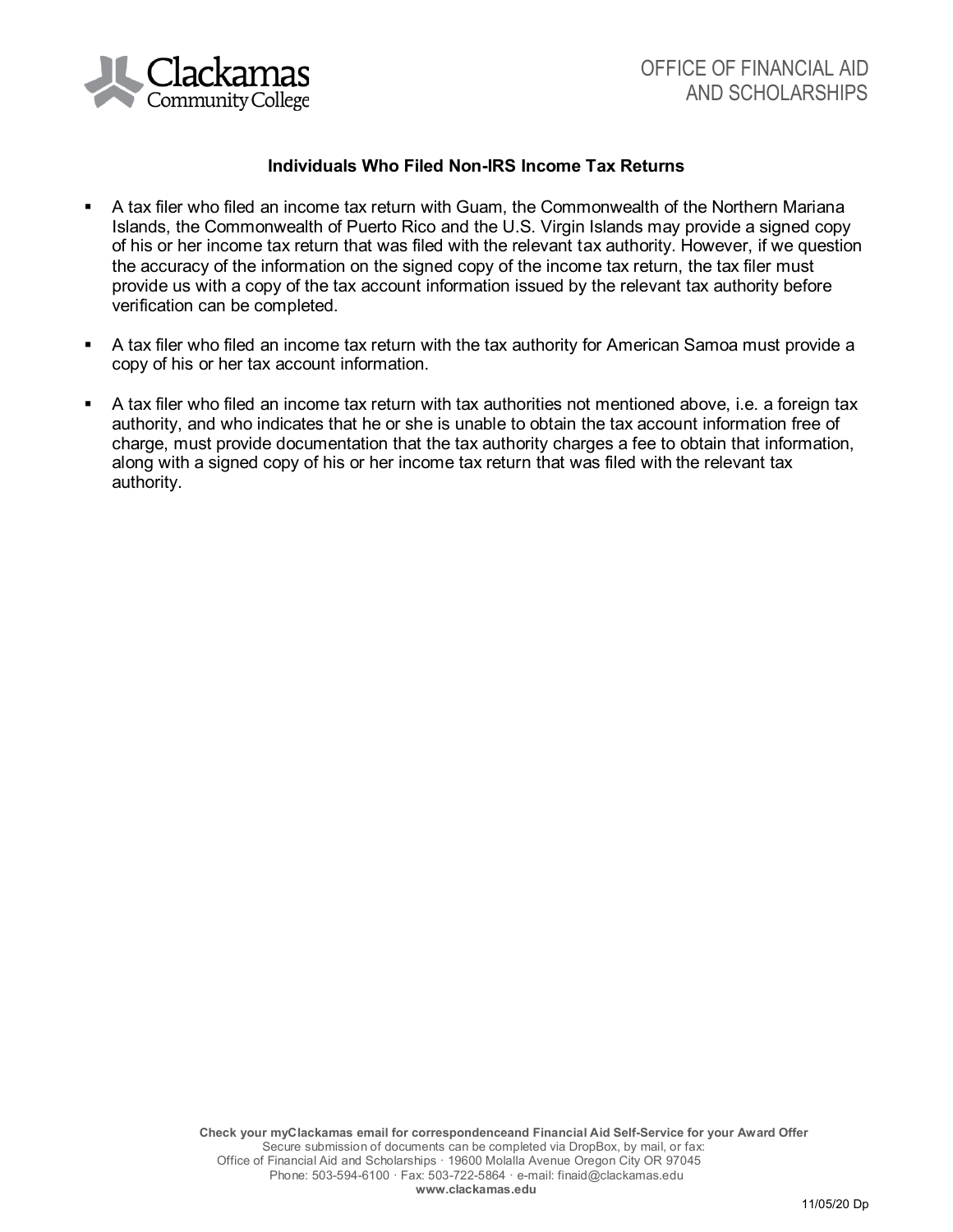### Individuals Who Filed Non-IRS Income Tax Returns

- A tax filer who filed an income tax return with Guam, the Commonwealth of the Northern Mariana Islands, the Commonwealth of Puerto Rico and the U.S. Virgin Islands may provide a signed copy of his or her income tax return that was filed with the relevant tax authority. However, if we question the accuracy of the information on the signed copy of the income tax return, the tax filer must provide us with a copy of the tax account information issued by the relevant tax authority before verification can be completed.

- A tax filer who filed an income tax return with the tax authority for American Samoa must provide a copy of his or her tax account information.

- A tax filer who filed an income tax return with tax authorities not mentioned above, i.e. a foreign tax authority, and who indicates that he or she is unable to obtain the tax account information free of charge, must provide documentation that the tax authority charges a fee to obtain that information, along with a signed copy of his or her income tax return that was filed with the relevant tax authority.